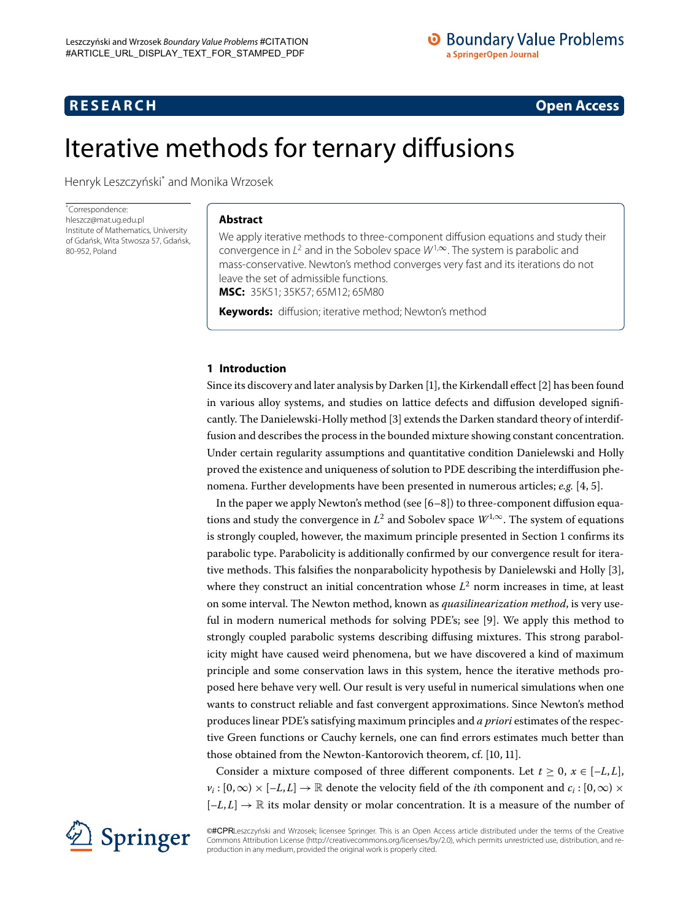**RESEARCH** **Open Access**

# Iterative methods for ternary diffusions

Henryk Leszczyński* and Monika Wrzosek

*Correspondence: hleszcz@mat.ug.edu.pl
Institute of Mathematics, University of Gdańsk, Wita Stwosza 57, Gdańsk, 80-952, Poland

## Abstract

We apply iterative methods to three-component diffusion equations and study their convergence in $L^2$ and in the Sobolev space $W^{1,\infty}$. The system is parabolic and mass-conservative. Newton's method converges very fast and its iterations do not leave the set of admissible functions.

**MSC:** 35K51; 35K57; 65M12; 65M80

**Keywords:** diffusion; iterative method; Newton's method

## 1 Introduction

Since its discovery and later analysis by Darken [1], the Kirkendall effect [2] has been found in various alloy systems, and studies on lattice defects and diffusion developed significantly. The Danielewski-Holly method [3] extends the Darken standard theory of interdiffusion and describes the process in the bounded mixture showing constant concentration. Under certain regularity assumptions and quantitative condition Danielewski and Holly proved the existence and uniqueness of solution to PDE describing the interdiffusion phenomena. Further developments have been presented in numerous articles; *e.g.* [4, 5].

In the paper we apply Newton's method (see [6–8]) to three-component diffusion equations and study the convergence in $L^2$ and Sobolev space $W^{1,\infty}$. The system of equations is strongly coupled, however, the maximum principle presented in Section 1 confirms its parabolic type. Parabolicity is additionally confirmed by our convergence result for iterative methods. This falsifies the nonparabolicity hypothesis by Danielewski and Holly [3], where they construct an initial concentration whose $L^2$ norm increases in time, at least on some interval. The Newton method, known as *quasilinearization method*, is very useful in modern numerical methods for solving PDE's; see [9]. We apply this method to strongly coupled parabolic systems describing diffusing mixtures. This strong parabolicity might have caused weird phenomena, but we have discovered a kind of maximum principle and some conservation laws in this system, hence the iterative methods proposed here behave very well. Our result is very useful in numerical simulations when one wants to construct reliable and fast convergent approximations. Since Newton's method produces linear PDE's satisfying maximum principles and *a priori* estimates of the respective Green functions or Cauchy kernels, one can find errors estimates much better than those obtained from the Newton-Kantorovich theorem, cf. [10, 11].

Consider a mixture composed of three different components. Let $t \geq 0$, $x \in [-L, L]$, $v_i : [0,\infty) \times [-L, L] \to \mathbb{R}$ denote the velocity field of the $i$th component and $c_i : [0,\infty) \times [-L, L] \to \mathbb{R}$ its molar density or molar concentration. It is a measure of the number of

©#CPRLeszczyński and Wrzosek; licensee Springer. This is an Open Access article distributed under the terms of the Creative Commons Attribution License (http://creativecommons.org/licenses/by/2.0), which permits unrestricted use, distribution, and reproduction in any medium, provided the original work is properly cited.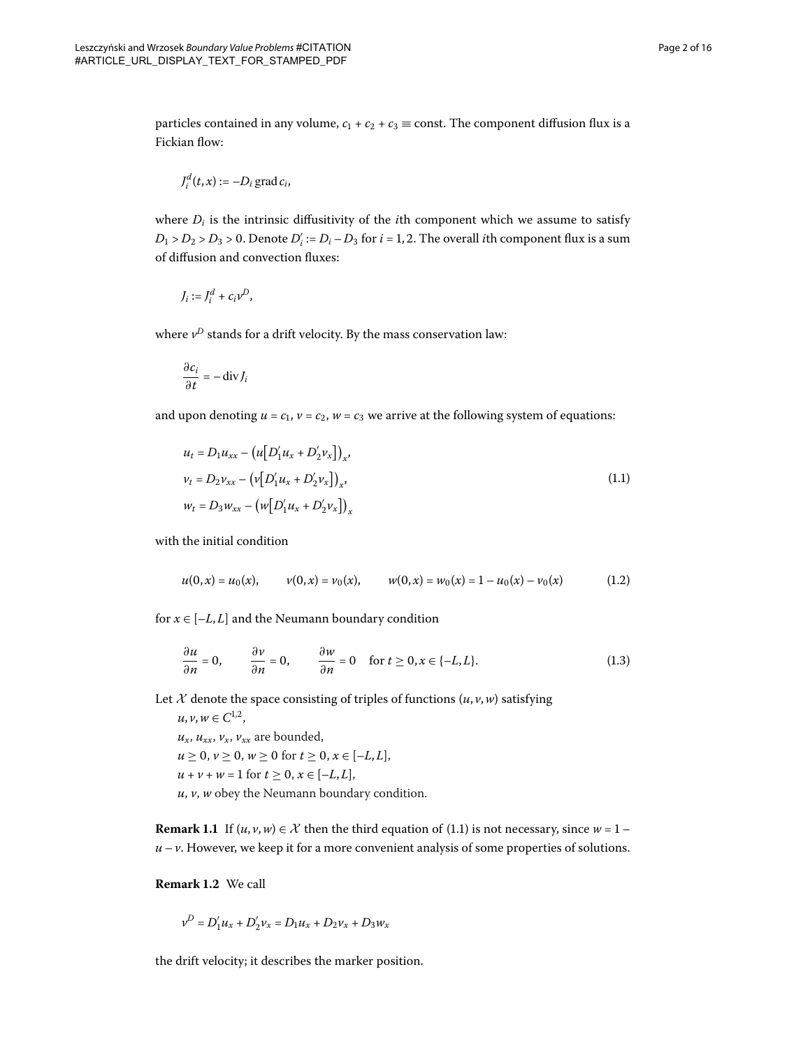particles contained in any volume, $c_1 + c_2 + c_3 \equiv \text{const}$. The component diffusion flux is a Fickian flow:

$$J_i^d(t,x) := -D_i \operatorname{grad} c_i,$$

where $D_i$ is the intrinsic diffusivity of the $i$th component which we assume to satisfy $D_1 > D_2 > D_3 > 0$. Denote $D_i' := D_i - D_3$ for $i = 1, 2$. The overall $i$th component flux is a sum of diffusion and convection fluxes:

$$J_i := J_i^d + c_i v^D,$$

where $v^D$ stands for a drift velocity. By the mass conservation law:

$$\frac{\partial c_i}{\partial t} = -\operatorname{div} J_i$$

and upon denoting $u = c_1$, $v = c_2$, $w = c_3$ we arrive at the following system of equations:

$$\begin{aligned}
u_t &= D_1 u_{xx} - \left(u\left[D_1' u_x + D_2' v_x\right]\right)_x, \\
v_t &= D_2 v_{xx} - \left(v\left[D_1' u_x + D_2' v_x\right]\right)_x, \\
w_t &= D_3 w_{xx} - \left(w\left[D_1' u_x + D_2' v_x\right]\right)_x
\end{aligned} \tag{1.1}$$

with the initial condition

$$u(0,x) = u_0(x), \qquad v(0,x) = v_0(x), \qquad w(0,x) = w_0(x) = 1 - u_0(x) - v_0(x) \tag{1.2}$$

for $x \in [-L, L]$ and the Neumann boundary condition

$$\frac{\partial u}{\partial n} = 0, \qquad \frac{\partial v}{\partial n} = 0, \qquad \frac{\partial w}{\partial n} = 0 \quad \text{for } t \geq 0, x \in \{-L, L\}. \tag{1.3}$$

Let $\mathcal{X}$ denote the space consisting of triples of functions $(u, v, w)$ satisfying

$u, v, w \in C^{1,2}$,
$u_x$, $u_{xx}$, $v_x$, $v_{xx}$ are bounded,
$u \geq 0$, $v \geq 0$, $w \geq 0$ for $t \geq 0$, $x \in [-L, L]$,
$u + v + w = 1$ for $t \geq 0$, $x \in [-L, L]$,
$u$, $v$, $w$ obey the Neumann boundary condition.

**Remark 1.1** If $(u, v, w) \in \mathcal{X}$ then the third equation of (1.1) is not necessary, since $w = 1 - u - v$. However, we keep it for a more convenient analysis of some properties of solutions.

**Remark 1.2** We call

$$v^D = D_1' u_x + D_2' v_x = D_1 u_x + D_2 v_x + D_3 w_x$$

the drift velocity; it describes the marker position.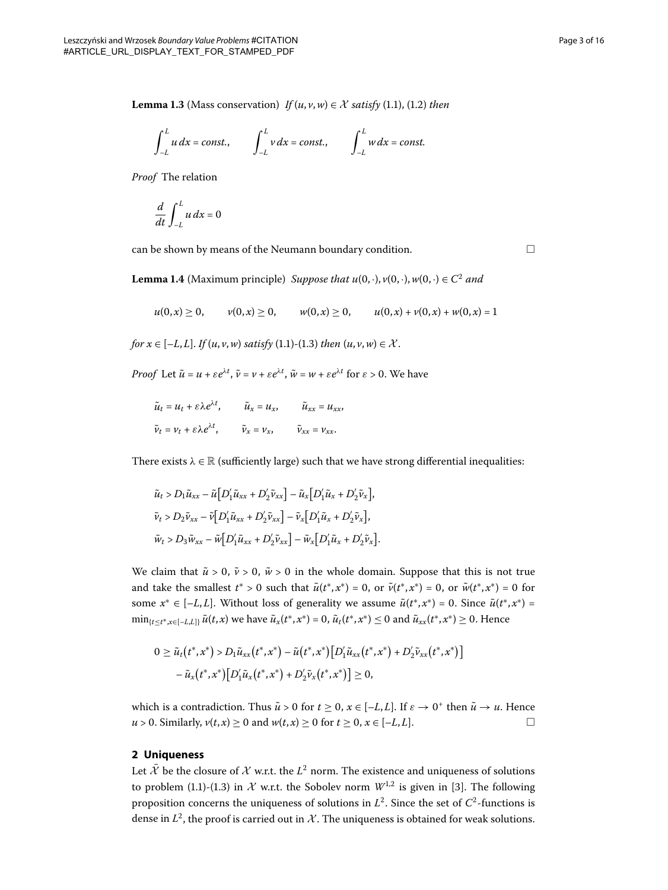**Lemma 1.3** (Mass conservation) *If* $(u, v, w) \in \mathcal{X}$ *satisfy* (1.1), (1.2) *then*

$$\int_{-L}^{L} u \, dx = const., \qquad \int_{-L}^{L} v \, dx = const., \qquad \int_{-L}^{L} w \, dx = const.$$

*Proof* The relation

$$\frac{d}{dt} \int_{-L}^{L} u \, dx = 0$$

can be shown by means of the Neumann boundary condition. □

**Lemma 1.4** (Maximum principle) *Suppose that* $u(0,\cdot), v(0,\cdot), w(0,\cdot) \in C^2$ *and*

$$u(0,x) \geq 0, \qquad v(0,x) \geq 0, \qquad w(0,x) \geq 0, \qquad u(0,x) + v(0,x) + w(0,x) = 1$$

*for* $x \in [-L, L]$. *If* $(u, v, w)$ *satisfy* (1.1)-(1.3) *then* $(u, v, w) \in \mathcal{X}$.

*Proof* Let $\tilde{u} = u + \varepsilon e^{\lambda t}$, $\tilde{v} = v + \varepsilon e^{\lambda t}$, $\tilde{w} = w + \varepsilon e^{\lambda t}$ for $\varepsilon > 0$. We have

$$\tilde{u}_t = u_t + \varepsilon \lambda e^{\lambda t}, \qquad \tilde{u}_x = u_x, \qquad \tilde{u}_{xx} = u_{xx},$$
$$\tilde{v}_t = v_t + \varepsilon \lambda e^{\lambda t}, \qquad \tilde{v}_x = v_x, \qquad \tilde{v}_{xx} = v_{xx}.$$

There exists $\lambda \in \mathbb{R}$ (sufficiently large) such that we have strong differential inequalities:

$$\tilde{u}_t > D_1 \tilde{u}_{xx} - \tilde{u}\big[D_1' \tilde{u}_{xx} + D_2' \tilde{v}_{xx}\big] - \tilde{u}_x\big[D_1' \tilde{u}_x + D_2' \tilde{v}_x\big],$$
$$\tilde{v}_t > D_2 \tilde{v}_{xx} - \tilde{v}\big[D_1' \tilde{u}_{xx} + D_2' \tilde{v}_{xx}\big] - \tilde{v}_x\big[D_1' \tilde{u}_x + D_2' \tilde{v}_x\big],$$
$$\tilde{w}_t > D_3 \tilde{w}_{xx} - \tilde{w}\big[D_1' \tilde{u}_{xx} + D_2' \tilde{v}_{xx}\big] - \tilde{w}_x\big[D_1' \tilde{u}_x + D_2' \tilde{v}_x\big].$$

We claim that $\tilde{u} > 0$, $\tilde{v} > 0$, $\tilde{w} > 0$ in the whole domain. Suppose that this is not true and take the smallest $t^* > 0$ such that $\tilde{u}(t^*, x^*) = 0$, or $\tilde{v}(t^*, x^*) = 0$, or $\tilde{w}(t^*, x^*) = 0$ for some $x^* \in [-L, L]$. Without loss of generality we assume $\tilde{u}(t^*, x^*) = 0$. Since $\tilde{u}(t^*, x^*) = \min_{\{t \leq t^*, x \in [-L,L]\}} \tilde{u}(t, x)$ we have $\tilde{u}_x(t^*, x^*) = 0$, $\tilde{u}_t(t^*, x^*) \leq 0$ and $\tilde{u}_{xx}(t^*, x^*) \geq 0$. Hence

$$\begin{aligned} 0 \geq \tilde{u}_t(t^*, x^*) &> D_1 \tilde{u}_{xx}(t^*, x^*) - \tilde{u}(t^*, x^*)\big[D_1' \tilde{u}_{xx}(t^*, x^*) + D_2' \tilde{v}_{xx}(t^*, x^*)\big] \\ &\quad - \tilde{u}_x(t^*, x^*)\big[D_1' \tilde{u}_x(t^*, x^*) + D_2' \tilde{v}_x(t^*, x^*)\big] \geq 0, \end{aligned}$$

which is a contradiction. Thus $\tilde{u} > 0$ for $t \geq 0$, $x \in [-L, L]$. If $\varepsilon \to 0^+$ then $\tilde{u} \to u$. Hence $u > 0$. Similarly, $v(t, x) \geq 0$ and $w(t, x) \geq 0$ for $t \geq 0$, $x \in [-L, L]$. □

## 2 Uniqueness

Let $\bar{\mathcal{X}}$ be the closure of $\mathcal{X}$ w.r.t. the $L^2$ norm. The existence and uniqueness of solutions to problem (1.1)-(1.3) in $\mathcal{X}$ w.r.t. the Sobolev norm $W^{1,2}$ is given in [3]. The following proposition concerns the uniqueness of solutions in $L^2$. Since the set of $C^2$-functions is dense in $L^2$, the proof is carried out in $\mathcal{X}$. The uniqueness is obtained for weak solutions.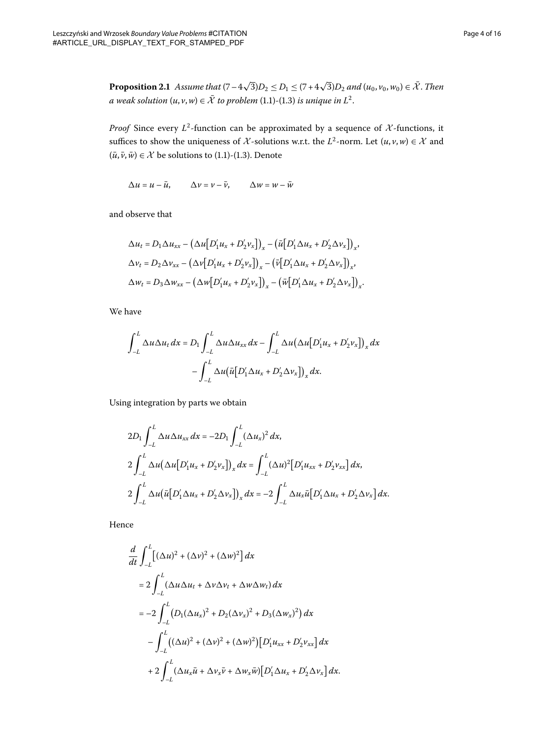**Proposition 2.1** *Assume that* $(7-4\sqrt{3})D_2 \leq D_1 \leq (7+4\sqrt{3})D_2$ *and* $(u_0, v_0, w_0) \in \bar{\mathcal{X}}$. *Then a weak solution* $(u, v, w) \in \bar{\mathcal{X}}$ *to problem* (1.1)-(1.3) *is unique in* $L^2$.

*Proof* Since every $L^2$-function can be approximated by a sequence of $\mathcal{X}$-functions, it suffices to show the uniqueness of $\mathcal{X}$-solutions w.r.t. the $L^2$-norm. Let $(u, v, w) \in \mathcal{X}$ and $(\bar{u}, \bar{v}, \bar{w}) \in \mathcal{X}$ be solutions to (1.1)-(1.3). Denote

$$\Delta u = u - \bar{u}, \qquad \Delta v = v - \bar{v}, \qquad \Delta w = w - \bar{w}$$

and observe that

$$\begin{aligned}
\Delta u_t &= D_1 \Delta u_{xx} - \left(\Delta u\left[D_1' u_x + D_2' v_x\right]\right)_x - \left(\bar{u}\left[D_1' \Delta u_x + D_2' \Delta v_x\right]\right)_x, \\
\Delta v_t &= D_2 \Delta v_{xx} - \left(\Delta v\left[D_1' u_x + D_2' v_x\right]\right)_x - \left(\bar{v}\left[D_1' \Delta u_x + D_2' \Delta v_x\right]\right)_x, \\
\Delta w_t &= D_3 \Delta w_{xx} - \left(\Delta w\left[D_1' u_x + D_2' v_x\right]\right)_x - \left(\bar{w}\left[D_1' \Delta u_x + D_2' \Delta v_x\right]\right)_x.
\end{aligned}$$

We have

$$\begin{aligned}
\int_{-L}^{L} \Delta u \Delta u_t \, dx = D_1 \int_{-L}^{L} \Delta u \Delta u_{xx} \, dx &- \int_{-L}^{L} \Delta u \left(\Delta u\left[D_1' u_x + D_2' v_x\right]\right)_x dx \\
&- \int_{-L}^{L} \Delta u \left(\bar{u}\left[D_1' \Delta u_x + D_2' \Delta v_x\right]\right)_x dx.
\end{aligned}$$

Using integration by parts we obtain

$$\begin{aligned}
&2D_1 \int_{-L}^{L} \Delta u \Delta u_{xx} \, dx = -2D_1 \int_{-L}^{L} (\Delta u_x)^2 \, dx, \\
&2 \int_{-L}^{L} \Delta u \left(\Delta u\left[D_1' u_x + D_2' v_x\right]\right)_x dx = \int_{-L}^{L} (\Delta u)^2 \left[D_1' u_{xx} + D_2' v_{xx}\right] dx, \\
&2 \int_{-L}^{L} \Delta u \left(\bar{u}\left[D_1' \Delta u_x + D_2' \Delta v_x\right]\right)_x dx = -2 \int_{-L}^{L} \Delta u_x \bar{u}\left[D_1' \Delta u_x + D_2' \Delta v_x\right] dx.
\end{aligned}$$

Hence

$$\begin{aligned}
&\frac{d}{dt} \int_{-L}^{L} \left[(\Delta u)^2 + (\Delta v)^2 + (\Delta w)^2\right] dx \\
&\quad = 2 \int_{-L}^{L} (\Delta u \Delta u_t + \Delta v \Delta v_t + \Delta w \Delta w_t) \, dx \\
&\quad = -2 \int_{-L}^{L} \left(D_1 (\Delta u_x)^2 + D_2 (\Delta v_x)^2 + D_3 (\Delta w_x)^2\right) dx \\
&\qquad - \int_{-L}^{L} \left((\Delta u)^2 + (\Delta v)^2 + (\Delta w)^2\right)\left[D_1' u_{xx} + D_2' v_{xx}\right] dx \\
&\qquad + 2 \int_{-L}^{L} (\Delta u_x \bar{u} + \Delta v_x \bar{v} + \Delta w_x \bar{w})\left[D_1' \Delta u_x + D_2' \Delta v_x\right] dx.
\end{aligned}$$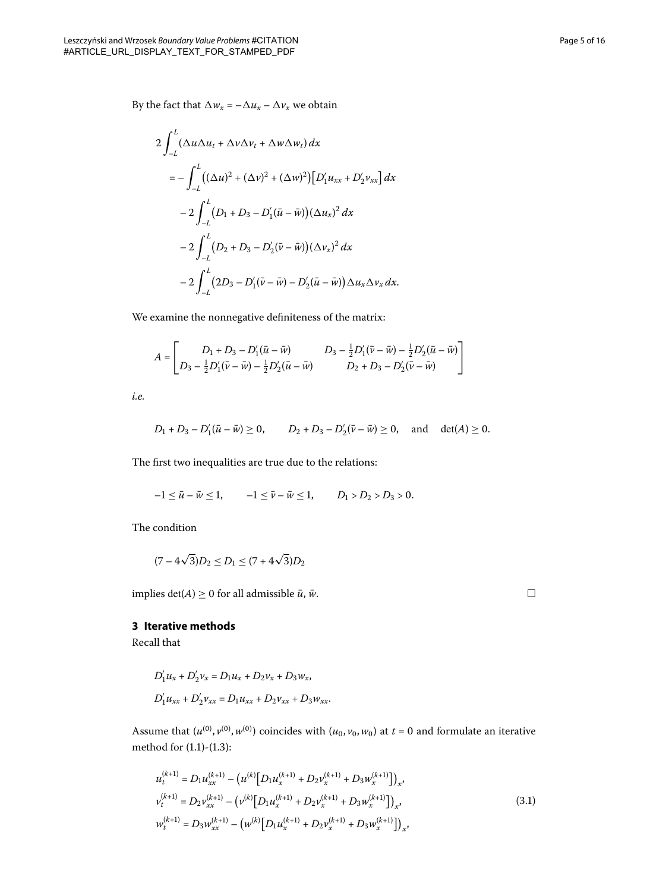By the fact that $\Delta w_x = -\Delta u_x - \Delta v_x$ we obtain

$$
\begin{aligned}
&2\int_{-L}^{L} (\Delta u \Delta u_t + \Delta v \Delta v_t + \Delta w \Delta w_t)\,dx \\
&\quad = -\int_{-L}^{L} \big((\Delta u)^2 + (\Delta v)^2 + (\Delta w)^2\big)\big[D_1' u_{xx} + D_2' v_{xx}\big]\,dx \\
&\qquad - 2\int_{-L}^{L} \big(D_1 + D_3 - D_1'(\bar u - \bar w)\big)(\Delta u_x)^2\,dx \\
&\qquad - 2\int_{-L}^{L} \big(D_2 + D_3 - D_2'(\bar v - \bar w)\big)(\Delta v_x)^2\,dx \\
&\qquad - 2\int_{-L}^{L} \big(2D_3 - D_1'(\bar v - \bar w) - D_2'(\bar u - \bar w)\big)\Delta u_x \Delta v_x\,dx.
\end{aligned}
$$

We examine the nonnegative definiteness of the matrix:

$$
A = \begin{bmatrix} D_1 + D_3 - D_1'(\bar u - \bar w) & D_3 - \frac{1}{2}D_1'(\bar v - \bar w) - \frac{1}{2}D_2'(\bar u - \bar w) \\ D_3 - \frac{1}{2}D_1'(\bar v - \bar w) - \frac{1}{2}D_2'(\bar u - \bar w) & D_2 + D_3 - D_2'(\bar v - \bar w) \end{bmatrix}
$$

*i.e.*

$$
D_1 + D_3 - D_1'(\bar u - \bar w) \ge 0, \qquad D_2 + D_3 - D_2'(\bar v - \bar w) \ge 0, \quad \text{and} \quad \det(A) \ge 0.
$$

The first two inequalities are true due to the relations:

$$
-1 \le \bar u - \bar w \le 1, \qquad -1 \le \bar v - \bar w \le 1, \qquad D_1 > D_2 > D_3 > 0.
$$

The condition

$$
(7 - 4\sqrt{3})D_2 \le D_1 \le (7 + 4\sqrt{3})D_2
$$

implies $\det(A) \ge 0$ for all admissible $\bar u$, $\bar w$. □

## 3 Iterative methods

Recall that

$$
\begin{aligned}
D_1' u_x + D_2' v_x &= D_1 u_x + D_2 v_x + D_3 w_x, \\
D_1' u_{xx} + D_2' v_{xx} &= D_1 u_{xx} + D_2 v_{xx} + D_3 w_{xx}.
\end{aligned}
$$

Assume that $(u^{(0)}, v^{(0)}, w^{(0)})$ coincides with $(u_0, v_0, w_0)$ at $t = 0$ and formulate an iterative method for (1.1)-(1.3):

$$
\begin{aligned}
u_t^{(k+1)} &= D_1 u_{xx}^{(k+1)} - \big(u^{(k)}\big[D_1 u_x^{(k+1)} + D_2 v_x^{(k+1)} + D_3 w_x^{(k+1)}\big]\big)_x, \\
v_t^{(k+1)} &= D_2 v_{xx}^{(k+1)} - \big(v^{(k)}\big[D_1 u_x^{(k+1)} + D_2 v_x^{(k+1)} + D_3 w_x^{(k+1)}\big]\big)_x, \\
w_t^{(k+1)} &= D_3 w_{xx}^{(k+1)} - \big(w^{(k)}\big[D_1 u_x^{(k+1)} + D_2 v_x^{(k+1)} + D_3 w_x^{(k+1)}\big]\big)_x,
\end{aligned}
\tag{3.1}
$$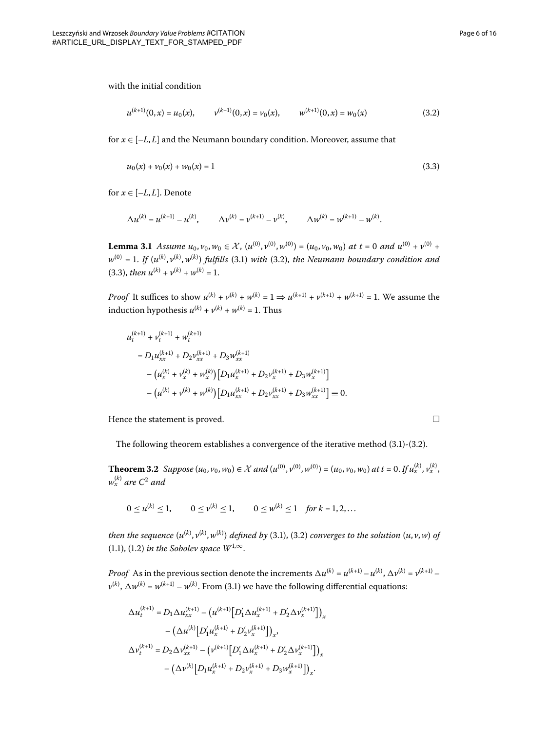with the initial condition

$$u^{(k+1)}(0,x) = u_0(x), \qquad v^{(k+1)}(0,x) = v_0(x), \qquad w^{(k+1)}(0,x) = w_0(x) \tag{3.2}$$

for $x \in [-L, L]$ and the Neumann boundary condition. Moreover, assume that

$$u_0(x) + v_0(x) + w_0(x) = 1 \tag{3.3}$$

for $x \in [-L, L]$. Denote

$$\Delta u^{(k)} = u^{(k+1)} - u^{(k)}, \qquad \Delta v^{(k)} = v^{(k+1)} - v^{(k)}, \qquad \Delta w^{(k)} = w^{(k+1)} - w^{(k)}.$$

**Lemma 3.1** *Assume $u_0, v_0, w_0 \in \mathcal{X}$, $(u^{(0)}, v^{(0)}, w^{(0)}) = (u_0, v_0, w_0)$ at $t = 0$ and $u^{(0)} + v^{(0)} + w^{(0)} = 1$. If $(u^{(k)}, v^{(k)}, w^{(k)})$ fulfills* (3.1) *with* (3.2), *the Neumann boundary condition and* (3.3), *then $u^{(k)} + v^{(k)} + w^{(k)} = 1$.*

*Proof* It suffices to show $u^{(k)} + v^{(k)} + w^{(k)} = 1 \Rightarrow u^{(k+1)} + v^{(k+1)} + w^{(k+1)} = 1$. We assume the induction hypothesis $u^{(k)} + v^{(k)} + w^{(k)} = 1$. Thus

$$\begin{aligned}
&u_t^{(k+1)} + v_t^{(k+1)} + w_t^{(k+1)} \\
&\quad = D_1 u_{xx}^{(k+1)} + D_2 v_{xx}^{(k+1)} + D_3 w_{xx}^{(k+1)} \\
&\qquad - \left(u_x^{(k)} + v_x^{(k)} + w_x^{(k)}\right)\left[D_1 u_x^{(k+1)} + D_2 v_x^{(k+1)} + D_3 w_x^{(k+1)}\right] \\
&\qquad - \left(u^{(k)} + v^{(k)} + w^{(k)}\right)\left[D_1 u_{xx}^{(k+1)} + D_2 v_{xx}^{(k+1)} + D_3 w_{xx}^{(k+1)}\right] \equiv 0.
\end{aligned}$$

Hence the statement is proved. □

The following theorem establishes a convergence of the iterative method (3.1)-(3.2).

**Theorem 3.2** *Suppose $(u_0, v_0, w_0) \in \mathcal{X}$ and $(u^{(0)}, v^{(0)}, w^{(0)}) = (u_0, v_0, w_0)$ at $t = 0$. If $u_x^{(k)}$, $v_x^{(k)}$, $w_x^{(k)}$ are $C^2$ and*

$$0 \le u^{(k)} \le 1, \qquad 0 \le v^{(k)} \le 1, \qquad 0 \le w^{(k)} \le 1 \quad \textit{for } k = 1, 2, \ldots$$

*then the sequence $(u^{(k)}, v^{(k)}, w^{(k)})$ defined by* (3.1), (3.2) *converges to the solution $(u, v, w)$ of* (1.1), (1.2) *in the Sobolev space $W^{1,\infty}$.*

*Proof* As in the previous section denote the increments $\Delta u^{(k)} = u^{(k+1)} - u^{(k)}$, $\Delta v^{(k)} = v^{(k+1)} - v^{(k)}$, $\Delta w^{(k)} = w^{(k+1)} - w^{(k)}$. From (3.1) we have the following differential equations:

$$\begin{aligned}
\Delta u_t^{(k+1)} &= D_1 \Delta u_{xx}^{(k+1)} - \left(u^{(k+1)}\left[D_1' \Delta u_x^{(k+1)} + D_2' \Delta v_x^{(k+1)}\right]\right)_x \\
&\quad - \left(\Delta u^{(k)}\left[D_1' u_x^{(k+1)} + D_2' v_x^{(k+1)}\right]\right)_x, \\
\Delta v_t^{(k+1)} &= D_2 \Delta v_{xx}^{(k+1)} - \left(v^{(k+1)}\left[D_1' \Delta u_x^{(k+1)} + D_2' \Delta v_x^{(k+1)}\right]\right)_x \\
&\quad - \left(\Delta v^{(k)}\left[D_1 u_x^{(k+1)} + D_2 v_x^{(k+1)} + D_3 w_x^{(k+1)}\right]\right)_x.
\end{aligned}$$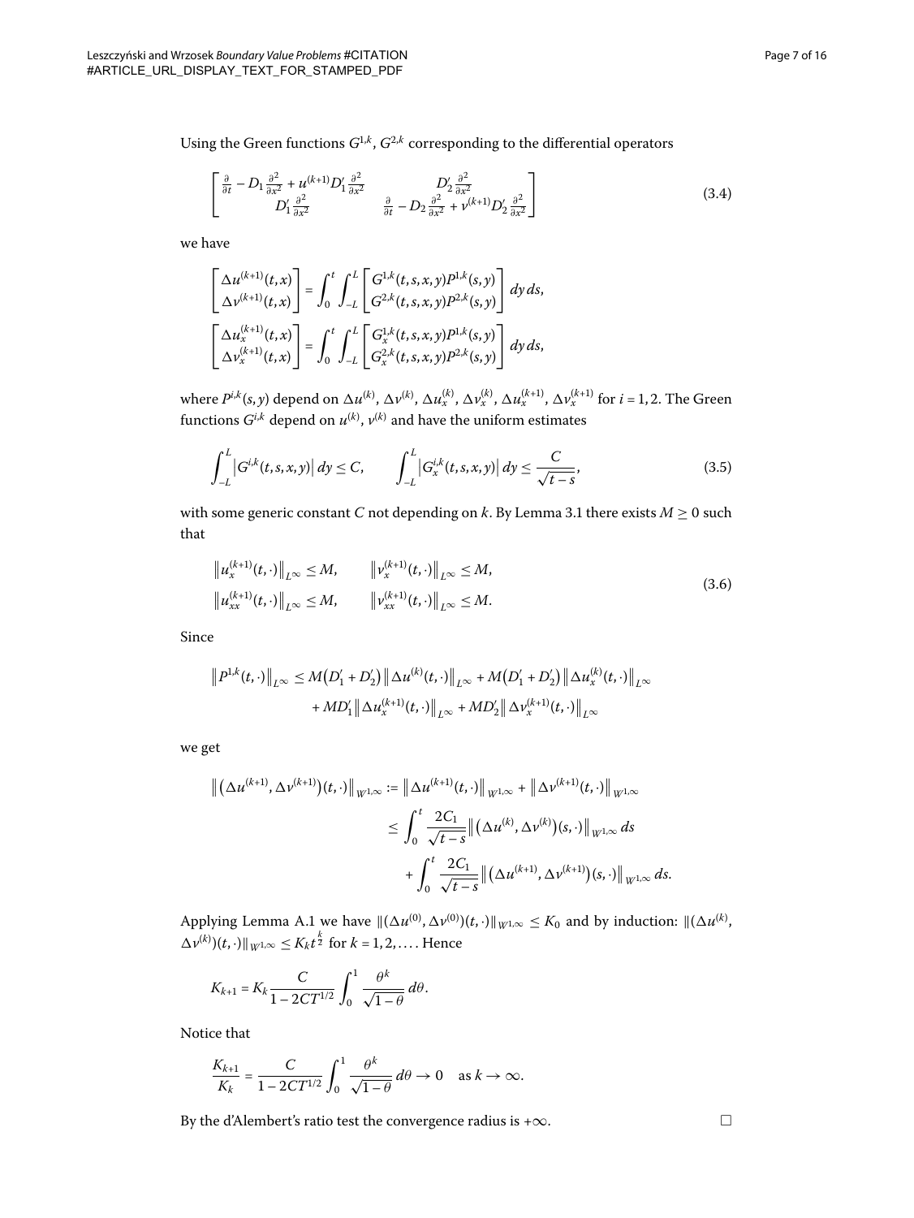Using the Green functions $G^{1,k}$, $G^{2,k}$ corresponding to the differential operators

$$\begin{bmatrix} \frac{\partial}{\partial t} - D_1 \frac{\partial^2}{\partial x^2} + u^{(k+1)} D_1' \frac{\partial^2}{\partial x^2} & D_2' \frac{\partial^2}{\partial x^2} \\ D_1' \frac{\partial^2}{\partial x^2} & \frac{\partial}{\partial t} - D_2 \frac{\partial^2}{\partial x^2} + v^{(k+1)} D_2' \frac{\partial^2}{\partial x^2} \end{bmatrix} \tag{3.4}$$

we have

$$\begin{bmatrix} \Delta u^{(k+1)}(t,x) \\ \Delta v^{(k+1)}(t,x) \end{bmatrix} = \int_0^t \int_{-L}^{L} \begin{bmatrix} G^{1,k}(t,s,x,y) P^{1,k}(s,y) \\ G^{2,k}(t,s,x,y) P^{2,k}(s,y) \end{bmatrix} dy\, ds,$$

$$\begin{bmatrix} \Delta u_x^{(k+1)}(t,x) \\ \Delta v_x^{(k+1)}(t,x) \end{bmatrix} = \int_0^t \int_{-L}^{L} \begin{bmatrix} G_x^{1,k}(t,s,x,y) P^{1,k}(s,y) \\ G_x^{2,k}(t,s,x,y) P^{2,k}(s,y) \end{bmatrix} dy\, ds,$$

where $P^{i,k}(s,y)$ depend on $\Delta u^{(k)}$, $\Delta v^{(k)}$, $\Delta u_x^{(k)}$, $\Delta v_x^{(k)}$, $\Delta u_x^{(k+1)}$, $\Delta v_x^{(k+1)}$ for $i = 1, 2$. The Green functions $G^{i,k}$ depend on $u^{(k)}$, $v^{(k)}$ and have the uniform estimates

$$\int_{-L}^{L} \left| G^{i,k}(t,s,x,y) \right| dy \le C, \qquad \int_{-L}^{L} \left| G_x^{i,k}(t,s,x,y) \right| dy \le \frac{C}{\sqrt{t-s}}, \tag{3.5}$$

with some generic constant $C$ not depending on $k$. By Lemma 3.1 there exists $M \ge 0$ such that

$$\begin{aligned} &\left\| u_x^{(k+1)}(t,\cdot) \right\|_{L^\infty} \le M, \qquad \left\| v_x^{(k+1)}(t,\cdot) \right\|_{L^\infty} \le M, \\ &\left\| u_{xx}^{(k+1)}(t,\cdot) \right\|_{L^\infty} \le M, \qquad \left\| v_{xx}^{(k+1)}(t,\cdot) \right\|_{L^\infty} \le M. \end{aligned} \tag{3.6}$$

Since

$$\begin{aligned} \left\| P^{1,k}(t,\cdot) \right\|_{L^\infty} \le{}& M\left(D_1' + D_2'\right) \left\| \Delta u^{(k)}(t,\cdot) \right\|_{L^\infty} + M\left(D_1' + D_2'\right) \left\| \Delta u_x^{(k)}(t,\cdot) \right\|_{L^\infty} \\ &+ M D_1' \left\| \Delta u_x^{(k+1)}(t,\cdot) \right\|_{L^\infty} + M D_2' \left\| \Delta v_x^{(k+1)}(t,\cdot) \right\|_{L^\infty} \end{aligned}$$

we get

$$\begin{aligned} \left\| \left( \Delta u^{(k+1)}, \Delta v^{(k+1)} \right)(t,\cdot) \right\|_{W^{1,\infty}} &:= \left\| \Delta u^{(k+1)}(t,\cdot) \right\|_{W^{1,\infty}} + \left\| \Delta v^{(k+1)}(t,\cdot) \right\|_{W^{1,\infty}} \\ &\le \int_0^t \frac{2C_1}{\sqrt{t-s}} \left\| \left( \Delta u^{(k)}, \Delta v^{(k)} \right)(s,\cdot) \right\|_{W^{1,\infty}} ds \\ &\quad + \int_0^t \frac{2C_1}{\sqrt{t-s}} \left\| \left( \Delta u^{(k+1)}, \Delta v^{(k+1)} \right)(s,\cdot) \right\|_{W^{1,\infty}} ds. \end{aligned}$$

Applying Lemma A.1 we have $\|(\Delta u^{(0)}, \Delta v^{(0)})(t,\cdot)\|_{W^{1,\infty}} \le K_0$ and by induction: $\|(\Delta u^{(k)}, \Delta v^{(k)})(t,\cdot)\|_{W^{1,\infty}} \le K_k t^{\frac{k}{2}}$ for $k = 1, 2, \ldots$. Hence

$$K_{k+1} = K_k \frac{C}{1 - 2CT^{1/2}} \int_0^1 \frac{\theta^k}{\sqrt{1-\theta}}\, d\theta.$$

Notice that

$$\frac{K_{k+1}}{K_k} = \frac{C}{1 - 2CT^{1/2}} \int_0^1 \frac{\theta^k}{\sqrt{1-\theta}}\, d\theta \to 0 \quad \text{as } k \to \infty.$$

By the d'Alembert's ratio test the convergence radius is $+\infty$. □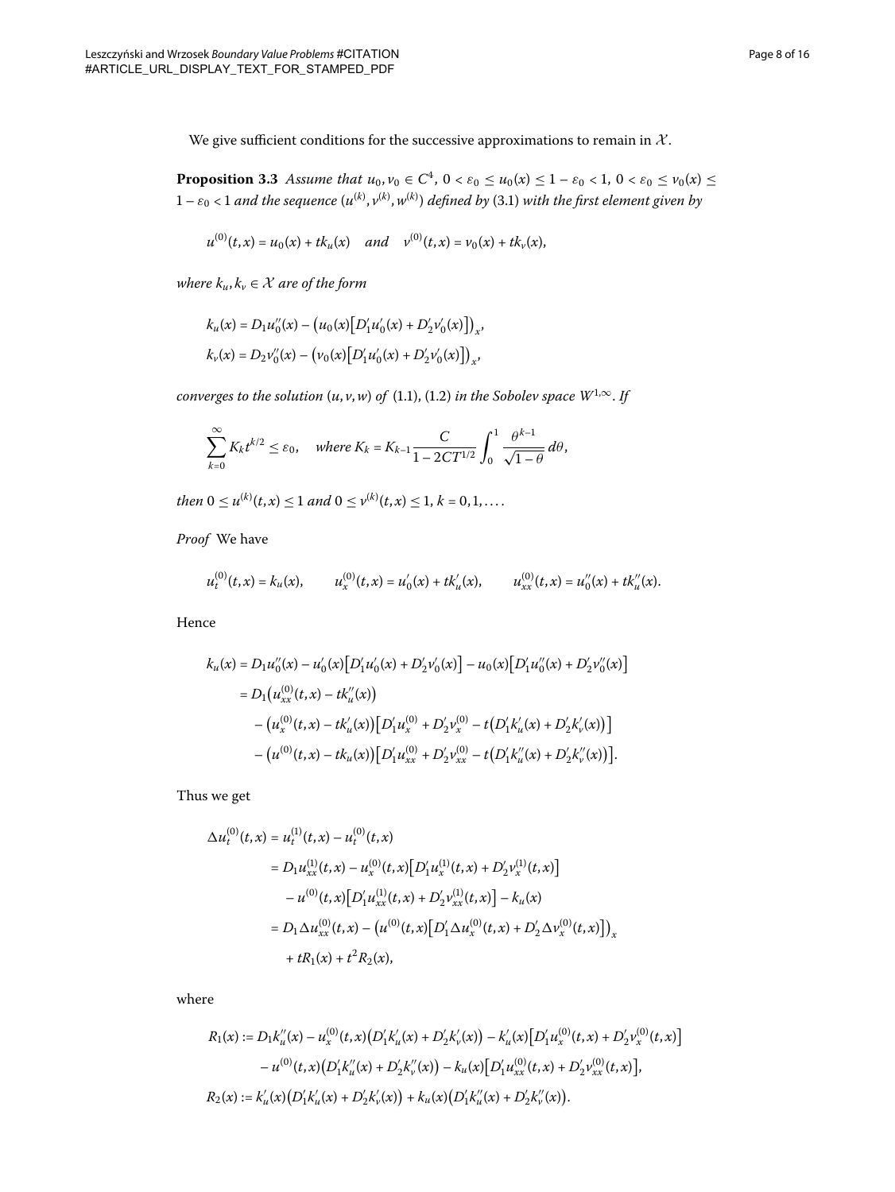We give sufficient conditions for the successive approximations to remain in $\mathcal{X}$.

**Proposition 3.3** *Assume that $u_0, v_0 \in C^4$, $0 < \varepsilon_0 \le u_0(x) \le 1 - \varepsilon_0 < 1$, $0 < \varepsilon_0 \le v_0(x) \le 1 - \varepsilon_0 < 1$ and the sequence $(u^{(k)}, v^{(k)}, w^{(k)})$ defined by* (3.1) *with the first element given by*

$$u^{(0)}(t,x) = u_0(x) + tk_u(x) \quad \text{and} \quad v^{(0)}(t,x) = v_0(x) + tk_v(x),$$

*where $k_u, k_v \in \mathcal{X}$ are of the form*

$$k_u(x) = D_1 u_0''(x) - \big(u_0(x)\big[D_1' u_0'(x) + D_2' v_0'(x)\big]\big)_x,$$
$$k_v(x) = D_2 v_0''(x) - \big(v_0(x)\big[D_1' u_0'(x) + D_2' v_0'(x)\big]\big)_x,$$

*converges to the solution $(u, v, w)$ of* (1.1), (1.2) *in the Sobolev space $W^{1,\infty}$. If*

$$\sum_{k=0}^{\infty} K_k t^{k/2} \le \varepsilon_0, \quad \text{where } K_k = K_{k-1} \frac{C}{1 - 2CT^{1/2}} \int_0^1 \frac{\theta^{k-1}}{\sqrt{1-\theta}}\, d\theta,$$

*then $0 \le u^{(k)}(t,x) \le 1$ and $0 \le v^{(k)}(t,x) \le 1$, $k = 0, 1, \ldots$.*

*Proof* We have

$$u_t^{(0)}(t,x) = k_u(x), \qquad u_x^{(0)}(t,x) = u_0'(x) + tk_u'(x), \qquad u_{xx}^{(0)}(t,x) = u_0''(x) + tk_u''(x).$$

Hence

$$\begin{aligned}
k_u(x) &= D_1 u_0''(x) - u_0'(x)\big[D_1' u_0'(x) + D_2' v_0'(x)\big] - u_0(x)\big[D_1' u_0''(x) + D_2' v_0''(x)\big] \\
&= D_1\big(u_{xx}^{(0)}(t,x) - tk_u''(x)\big) \\
&\quad - \big(u_x^{(0)}(t,x) - tk_u'(x)\big)\big[D_1' u_x^{(0)} + D_2' v_x^{(0)} - t\big(D_1' k_u'(x) + D_2' k_v'(x)\big)\big] \\
&\quad - \big(u^{(0)}(t,x) - tk_u(x)\big)\big[D_1' u_{xx}^{(0)} + D_2' v_{xx}^{(0)} - t\big(D_1' k_u''(x) + D_2' k_v''(x)\big)\big].
\end{aligned}$$

Thus we get

$$\begin{aligned}
\Delta u_t^{(0)}(t,x) &= u_t^{(1)}(t,x) - u_t^{(0)}(t,x) \\
&= D_1 u_{xx}^{(1)}(t,x) - u_x^{(0)}(t,x)\big[D_1' u_x^{(1)}(t,x) + D_2' v_x^{(1)}(t,x)\big] \\
&\quad - u^{(0)}(t,x)\big[D_1' u_{xx}^{(1)}(t,x) + D_2' v_{xx}^{(1)}(t,x)\big] - k_u(x) \\
&= D_1 \Delta u_{xx}^{(0)}(t,x) - \big(u^{(0)}(t,x)\big[D_1' \Delta u_x^{(0)}(t,x) + D_2' \Delta v_x^{(0)}(t,x)\big]\big)_x \\
&\quad + tR_1(x) + t^2 R_2(x),
\end{aligned}$$

where

$$\begin{aligned}
R_1(x) &:= D_1 k_u''(x) - u_x^{(0)}(t,x)\big(D_1' k_u'(x) + D_2' k_v'(x)\big) - k_u'(x)\big[D_1' u_x^{(0)}(t,x) + D_2' v_x^{(0)}(t,x)\big] \\
&\quad - u^{(0)}(t,x)\big(D_1' k_u''(x) + D_2' k_v''(x)\big) - k_u(x)\big[D_1' u_{xx}^{(0)}(t,x) + D_2' v_{xx}^{(0)}(t,x)\big], \\
R_2(x) &:= k_u'(x)\big(D_1' k_u'(x) + D_2' k_v'(x)\big) + k_u(x)\big(D_1' k_u''(x) + D_2' k_v''(x)\big).
\end{aligned}$$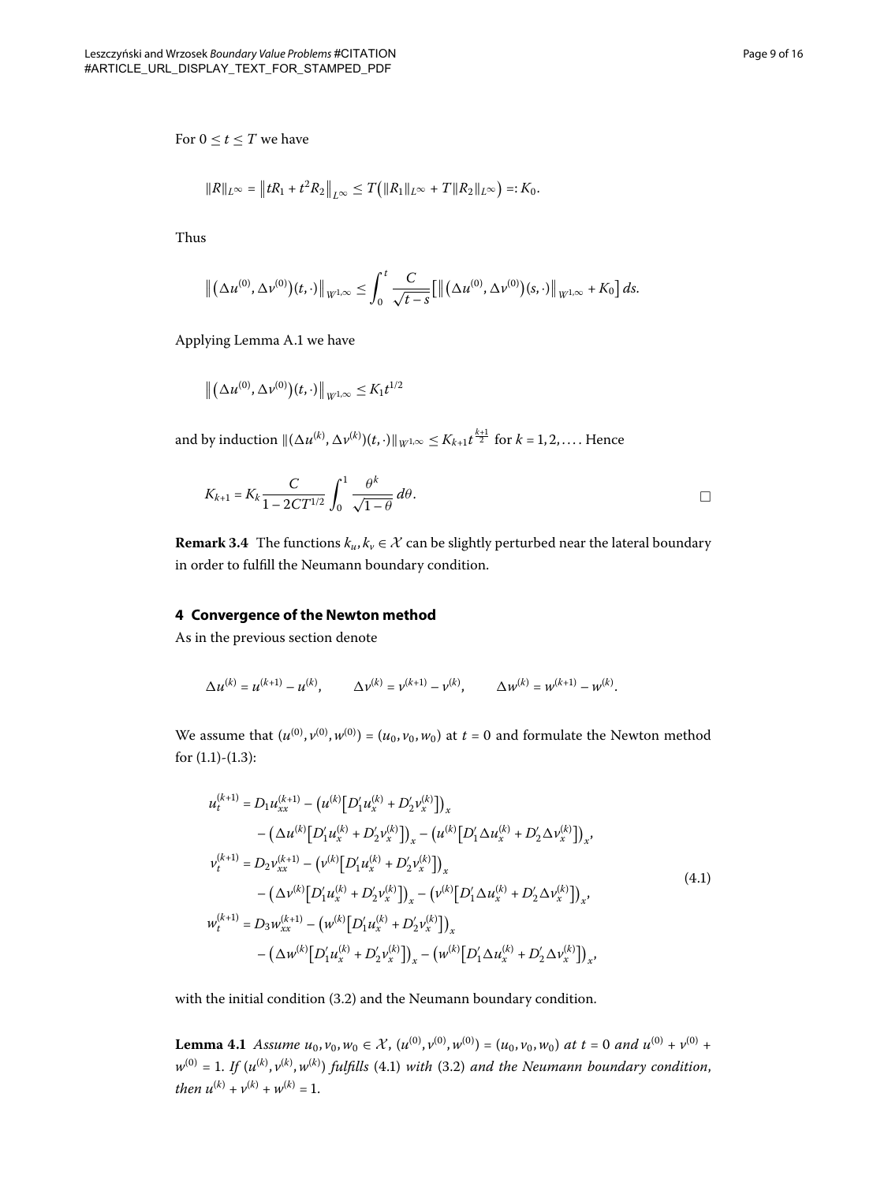For $0 \leq t \leq T$ we have

$$\|R\|_{L^\infty} = \left\|tR_1 + t^2R_2\right\|_{L^\infty} \leq T\left(\|R_1\|_{L^\infty} + T\|R_2\|_{L^\infty}\right) =: K_0.$$

Thus

$$\left\|\left(\Delta u^{(0)}, \Delta v^{(0)}\right)(t,\cdot)\right\|_{W^{1,\infty}} \leq \int_0^t \frac{C}{\sqrt{t-s}}\left[\left\|\left(\Delta u^{(0)}, \Delta v^{(0)}\right)(s,\cdot)\right\|_{W^{1,\infty}} + K_0\right] ds.$$

Applying Lemma A.1 we have

$$\left\|\left(\Delta u^{(0)}, \Delta v^{(0)}\right)(t,\cdot)\right\|_{W^{1,\infty}} \leq K_1 t^{1/2}$$

and by induction $\|(\Delta u^{(k)}, \Delta v^{(k)})(t,\cdot)\|_{W^{1,\infty}} \leq K_{k+1} t^{\frac{k+1}{2}}$ for $k = 1, 2, \ldots$. Hence

$$K_{k+1} = K_k \frac{C}{1 - 2CT^{1/2}} \int_0^1 \frac{\theta^k}{\sqrt{1-\theta}}\, d\theta. \qquad \square$$

**Remark 3.4** The functions $k_u, k_v \in \mathcal{X}$ can be slightly perturbed near the lateral boundary in order to fulfill the Neumann boundary condition.

## 4 Convergence of the Newton method

As in the previous section denote

$$\Delta u^{(k)} = u^{(k+1)} - u^{(k)}, \qquad \Delta v^{(k)} = v^{(k+1)} - v^{(k)}, \qquad \Delta w^{(k)} = w^{(k+1)} - w^{(k)}.$$

We assume that $(u^{(0)}, v^{(0)}, w^{(0)}) = (u_0, v_0, w_0)$ at $t = 0$ and formulate the Newton method for (1.1)-(1.3):

$$\begin{aligned}
u_t^{(k+1)} &= D_1 u_{xx}^{(k+1)} - \left(u^{(k)}\left[D_1' u_x^{(k)} + D_2' v_x^{(k)}\right]\right)_x \\
&\quad - \left(\Delta u^{(k)}\left[D_1' u_x^{(k)} + D_2' v_x^{(k)}\right]\right)_x - \left(u^{(k)}\left[D_1' \Delta u_x^{(k)} + D_2' \Delta v_x^{(k)}\right]\right)_x, \\
v_t^{(k+1)} &= D_2 v_{xx}^{(k+1)} - \left(v^{(k)}\left[D_1' u_x^{(k)} + D_2' v_x^{(k)}\right]\right)_x \\
&\quad - \left(\Delta v^{(k)}\left[D_1' u_x^{(k)} + D_2' v_x^{(k)}\right]\right)_x - \left(v^{(k)}\left[D_1' \Delta u_x^{(k)} + D_2' \Delta v_x^{(k)}\right]\right)_x, \\
w_t^{(k+1)} &= D_3 w_{xx}^{(k+1)} - \left(w^{(k)}\left[D_1' u_x^{(k)} + D_2' v_x^{(k)}\right]\right)_x \\
&\quad - \left(\Delta w^{(k)}\left[D_1' u_x^{(k)} + D_2' v_x^{(k)}\right]\right)_x - \left(w^{(k)}\left[D_1' \Delta u_x^{(k)} + D_2' \Delta v_x^{(k)}\right]\right)_x,
\end{aligned} \tag{4.1}$$

with the initial condition (3.2) and the Neumann boundary condition.

**Lemma 4.1** *Assume $u_0, v_0, w_0 \in \mathcal{X}$, $(u^{(0)}, v^{(0)}, w^{(0)}) = (u_0, v_0, w_0)$ at $t = 0$ and $u^{(0)} + v^{(0)} + w^{(0)} = 1$. If $(u^{(k)}, v^{(k)}, w^{(k)})$ fulfills* (4.1) *with* (3.2) *and the Neumann boundary condition, then $u^{(k)} + v^{(k)} + w^{(k)} = 1$.*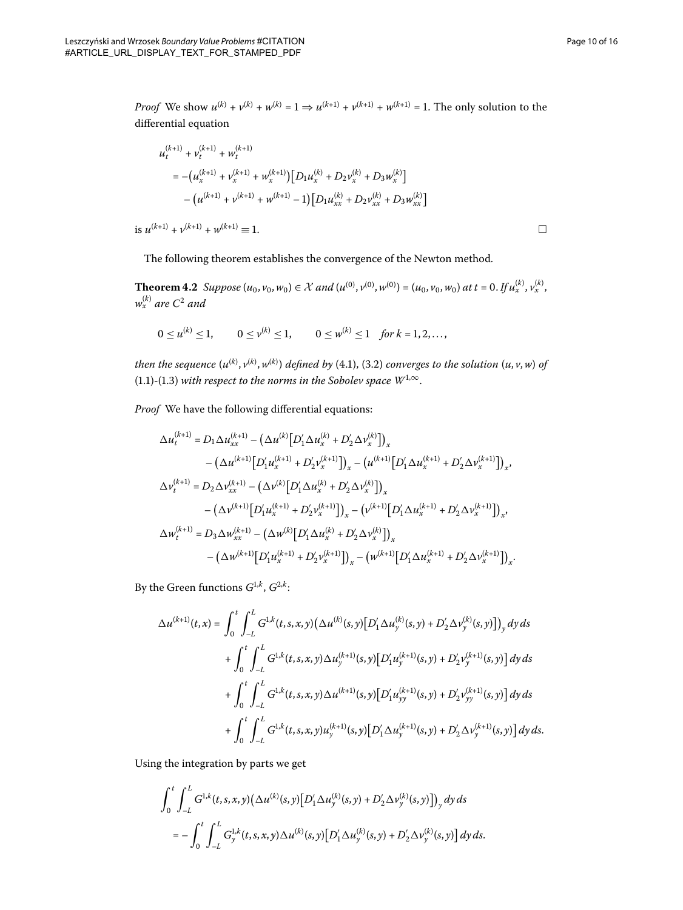*Proof* We show $u^{(k)} + v^{(k)} + w^{(k)} = 1 \Rightarrow u^{(k+1)} + v^{(k+1)} + w^{(k+1)} = 1$. The only solution to the differential equation

$$
\begin{aligned}
&u_t^{(k+1)} + v_t^{(k+1)} + w_t^{(k+1)} \\
&\quad = -\bigl(u_x^{(k+1)} + v_x^{(k+1)} + w_x^{(k+1)}\bigr)\bigl[D_1 u_x^{(k)} + D_2 v_x^{(k)} + D_3 w_x^{(k)}\bigr] \\
&\qquad - \bigl(u^{(k+1)} + v^{(k+1)} + w^{(k+1)} - 1\bigr)\bigl[D_1 u_{xx}^{(k)} + D_2 v_{xx}^{(k)} + D_3 w_{xx}^{(k)}\bigr]
\end{aligned}
$$

is $u^{(k+1)} + v^{(k+1)} + w^{(k+1)} \equiv 1$. □

The following theorem establishes the convergence of the Newton method.

**Theorem 4.2** *Suppose $(u_0, v_0, w_0) \in \mathcal{X}$ and $(u^{(0)}, v^{(0)}, w^{(0)}) = (u_0, v_0, w_0)$ at $t = 0$. If $u_x^{(k)}$, $v_x^{(k)}$, $w_x^{(k)}$ are $C^2$ and*

$$
0 \le u^{(k)} \le 1, \qquad 0 \le v^{(k)} \le 1, \qquad 0 \le w^{(k)} \le 1 \quad \text{for } k = 1, 2, \dots,
$$

*then the sequence $(u^{(k)}, v^{(k)}, w^{(k)})$ defined by* (4.1), (3.2) *converges to the solution $(u, v, w)$ of* (1.1)-(1.3) *with respect to the norms in the Sobolev space $W^{1,\infty}$.*

*Proof* We have the following differential equations:

$$
\begin{aligned}
\Delta u_t^{(k+1)} &= D_1 \Delta u_{xx}^{(k+1)} - \bigl(\Delta u^{(k)}\bigl[D_1' \Delta u_x^{(k)} + D_2' \Delta v_x^{(k)}\bigr]\bigr)_x \\
&\quad - \bigl(\Delta u^{(k+1)}\bigl[D_1' u_x^{(k+1)} + D_2' v_x^{(k+1)}\bigr]\bigr)_x - \bigl(u^{(k+1)}\bigl[D_1' \Delta u_x^{(k+1)} + D_2' \Delta v_x^{(k+1)}\bigr]\bigr)_x, \\
\Delta v_t^{(k+1)} &= D_2 \Delta v_{xx}^{(k+1)} - \bigl(\Delta v^{(k)}\bigl[D_1' \Delta u_x^{(k)} + D_2' \Delta v_x^{(k)}\bigr]\bigr)_x \\
&\quad - \bigl(\Delta v^{(k+1)}\bigl[D_1' u_x^{(k+1)} + D_2' v_x^{(k+1)}\bigr]\bigr)_x - \bigl(v^{(k+1)}\bigl[D_1' \Delta u_x^{(k+1)} + D_2' \Delta v_x^{(k+1)}\bigr]\bigr)_x, \\
\Delta w_t^{(k+1)} &= D_3 \Delta w_{xx}^{(k+1)} - \bigl(\Delta w^{(k)}\bigl[D_1' \Delta u_x^{(k)} + D_2' \Delta v_x^{(k)}\bigr]\bigr)_x \\
&\quad - \bigl(\Delta w^{(k+1)}\bigl[D_1' u_x^{(k+1)} + D_2' v_x^{(k+1)}\bigr]\bigr)_x - \bigl(w^{(k+1)}\bigl[D_1' \Delta u_x^{(k+1)} + D_2' \Delta v_x^{(k+1)}\bigr]\bigr)_x.
\end{aligned}
$$

By the Green functions $G^{1,k}$, $G^{2,k}$:

$$
\begin{aligned}
\Delta u^{(k+1)}(t,x) &= \int_0^t \int_{-L}^{L} G^{1,k}(t,s,x,y)\bigl(\Delta u^{(k)}(s,y)\bigl[D_1' \Delta u_y^{(k)}(s,y) + D_2' \Delta v_y^{(k)}(s,y)\bigr]\bigr)_y \, dy \, ds \\
&\quad + \int_0^t \int_{-L}^{L} G^{1,k}(t,s,x,y) \Delta u_y^{(k+1)}(s,y)\bigl[D_1' u_y^{(k+1)}(s,y) + D_2' v_y^{(k+1)}(s,y)\bigr] \, dy \, ds \\
&\quad + \int_0^t \int_{-L}^{L} G^{1,k}(t,s,x,y) \Delta u^{(k+1)}(s,y)\bigl[D_1' u_{yy}^{(k+1)}(s,y) + D_2' v_{yy}^{(k+1)}(s,y)\bigr] \, dy \, ds \\
&\quad + \int_0^t \int_{-L}^{L} G^{1,k}(t,s,x,y) u_y^{(k+1)}(s,y)\bigl[D_1' \Delta u_y^{(k+1)}(s,y) + D_2' \Delta v_y^{(k+1)}(s,y)\bigr] \, dy \, ds.
\end{aligned}
$$

Using the integration by parts we get

$$
\begin{aligned}
&\int_0^t \int_{-L}^{L} G^{1,k}(t,s,x,y)\bigl(\Delta u^{(k)}(s,y)\bigl[D_1' \Delta u_y^{(k)}(s,y) + D_2' \Delta v_y^{(k)}(s,y)\bigr]\bigr)_y \, dy \, ds \\
&\quad = -\int_0^t \int_{-L}^{L} G_y^{1,k}(t,s,x,y) \Delta u^{(k)}(s,y)\bigl[D_1' \Delta u_y^{(k)}(s,y) + D_2' \Delta v_y^{(k)}(s,y)\bigr] \, dy \, ds.
\end{aligned}
$$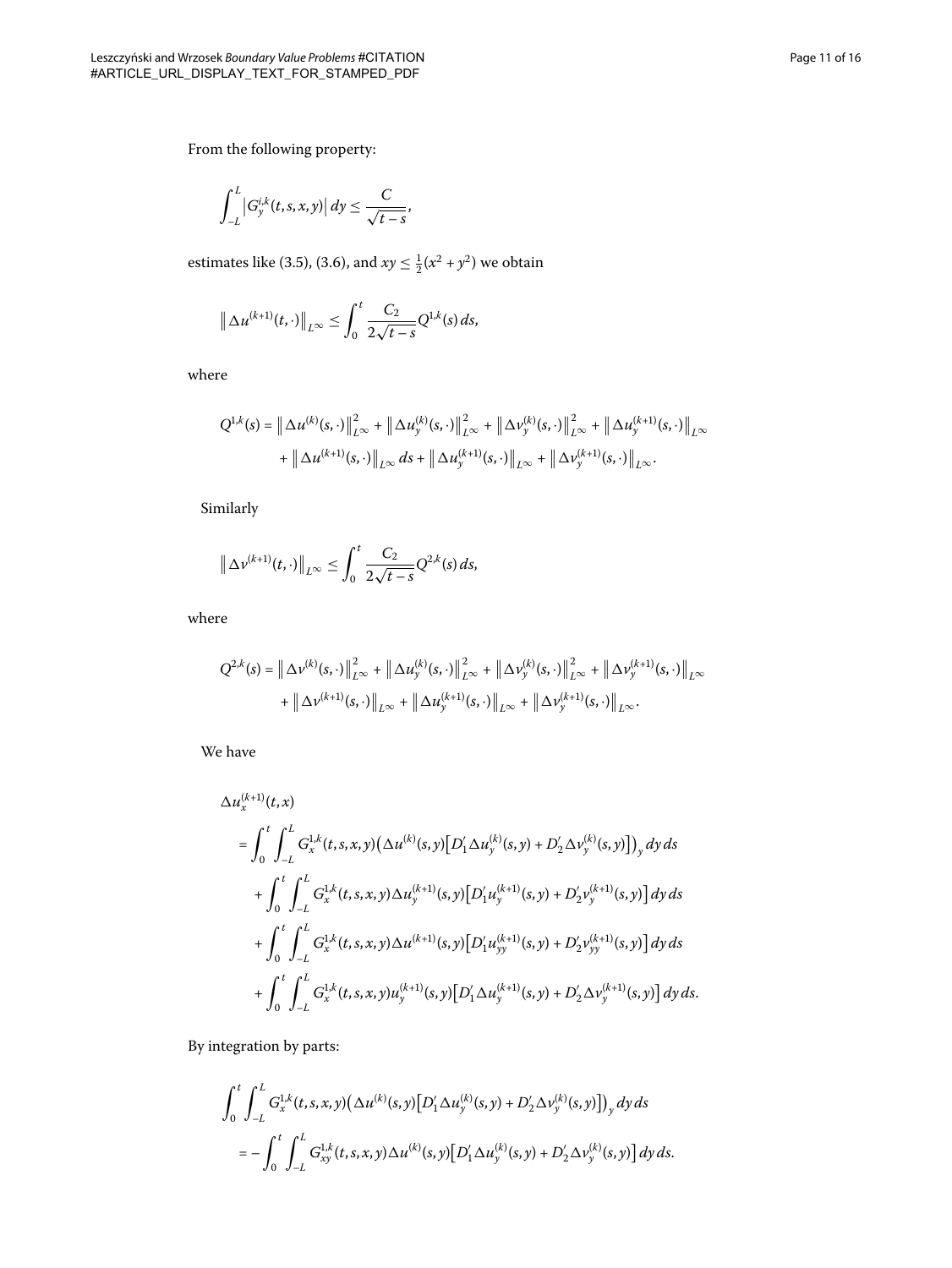From the following property:

$$\int_{-L}^{L} \left| G_y^{i,k}(t,s,x,y) \right| dy \le \frac{C}{\sqrt{t-s}},$$

estimates like (3.5), (3.6), and $xy \le \frac{1}{2}(x^2 + y^2)$ we obtain

$$\left\| \Delta u^{(k+1)}(t,\cdot) \right\|_{L^\infty} \le \int_0^t \frac{C_2}{2\sqrt{t-s}} Q^{1,k}(s)\, ds,$$

where

$$\begin{aligned} Q^{1,k}(s) = {} & \left\| \Delta u^{(k)}(s,\cdot) \right\|_{L^\infty}^2 + \left\| \Delta u_y^{(k)}(s,\cdot) \right\|_{L^\infty}^2 + \left\| \Delta v_y^{(k)}(s,\cdot) \right\|_{L^\infty}^2 + \left\| \Delta u_y^{(k+1)}(s,\cdot) \right\|_{L^\infty} \\ & + \left\| \Delta u^{(k+1)}(s,\cdot) \right\|_{L^\infty} ds + \left\| \Delta u_y^{(k+1)}(s,\cdot) \right\|_{L^\infty} + \left\| \Delta v_y^{(k+1)}(s,\cdot) \right\|_{L^\infty}. \end{aligned}$$

Similarly

$$\left\| \Delta v^{(k+1)}(t,\cdot) \right\|_{L^\infty} \le \int_0^t \frac{C_2}{2\sqrt{t-s}} Q^{2,k}(s)\, ds,$$

where

$$\begin{aligned} Q^{2,k}(s) = {} & \left\| \Delta v^{(k)}(s,\cdot) \right\|_{L^\infty}^2 + \left\| \Delta u_y^{(k)}(s,\cdot) \right\|_{L^\infty}^2 + \left\| \Delta v_y^{(k)}(s,\cdot) \right\|_{L^\infty}^2 + \left\| \Delta v_y^{(k+1)}(s,\cdot) \right\|_{L^\infty} \\ & + \left\| \Delta v^{(k+1)}(s,\cdot) \right\|_{L^\infty} + \left\| \Delta u_y^{(k+1)}(s,\cdot) \right\|_{L^\infty} + \left\| \Delta v_y^{(k+1)}(s,\cdot) \right\|_{L^\infty}. \end{aligned}$$

We have

$$\begin{aligned} & \Delta u_x^{(k+1)}(t,x) \\ & \quad = \int_0^t \int_{-L}^{L} G_x^{1,k}(t,s,x,y) \left( \Delta u^{(k)}(s,y) \left[ D_1' \Delta u_y^{(k)}(s,y) + D_2' \Delta v_y^{(k)}(s,y) \right] \right)_y dy\, ds \\ & \quad\quad + \int_0^t \int_{-L}^{L} G_x^{1,k}(t,s,x,y) \Delta u_y^{(k+1)}(s,y) \left[ D_1' u_y^{(k+1)}(s,y) + D_2' v_y^{(k+1)}(s,y) \right] dy\, ds \\ & \quad\quad + \int_0^t \int_{-L}^{L} G_x^{1,k}(t,s,x,y) \Delta u^{(k+1)}(s,y) \left[ D_1' u_{yy}^{(k+1)}(s,y) + D_2' v_{yy}^{(k+1)}(s,y) \right] dy\, ds \\ & \quad\quad + \int_0^t \int_{-L}^{L} G_x^{1,k}(t,s,x,y) u_y^{(k+1)}(s,y) \left[ D_1' \Delta u_y^{(k+1)}(s,y) + D_2' \Delta v_y^{(k+1)}(s,y) \right] dy\, ds. \end{aligned}$$

By integration by parts:

$$\begin{aligned} & \int_0^t \int_{-L}^{L} G_x^{1,k}(t,s,x,y) \left( \Delta u^{(k)}(s,y) \left[ D_1' \Delta u_y^{(k)}(s,y) + D_2' \Delta v_y^{(k)}(s,y) \right] \right)_y dy\, ds \\ & \quad = - \int_0^t \int_{-L}^{L} G_{xy}^{1,k}(t,s,x,y) \Delta u^{(k)}(s,y) \left[ D_1' \Delta u_y^{(k)}(s,y) + D_2' \Delta v_y^{(k)}(s,y) \right] dy\, ds. \end{aligned}$$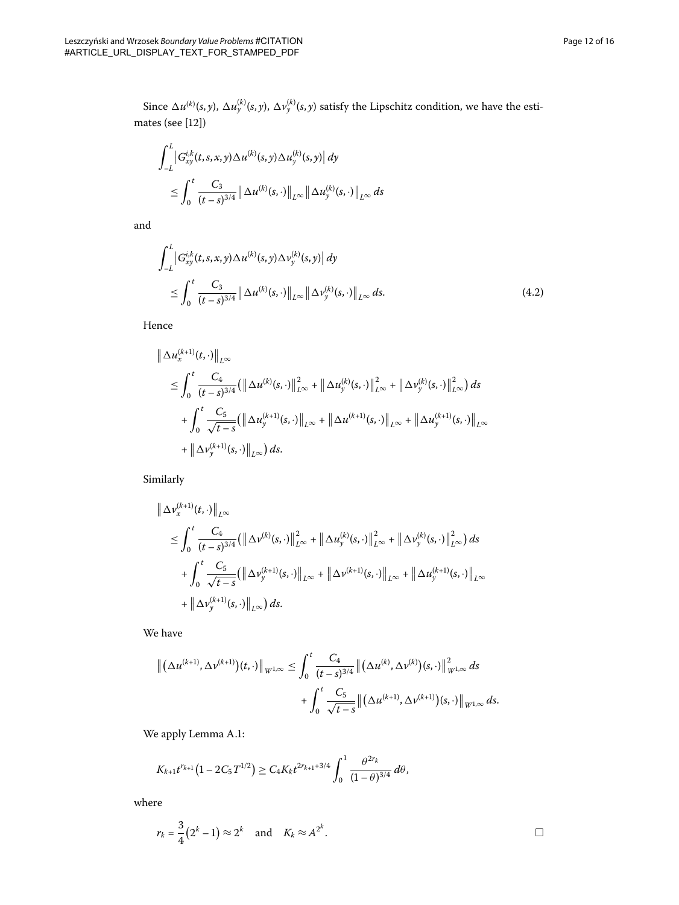Since $\Delta u^{(k)}(s,y)$, $\Delta u_y^{(k)}(s,y)$, $\Delta v_y^{(k)}(s,y)$ satisfy the Lipschitz condition, we have the estimates (see [12])

$$\int_{-L}^{L} \left| G_{xy}^{i,k}(t,s,x,y) \Delta u^{(k)}(s,y) \Delta u_y^{(k)}(s,y) \right| dy \\ \leq \int_0^t \frac{C_3}{(t-s)^{3/4}} \left\| \Delta u^{(k)}(s,\cdot) \right\|_{L^\infty} \left\| \Delta u_y^{(k)}(s,\cdot) \right\|_{L^\infty} ds$$

and

$$\int_{-L}^{L} \left| G_{xy}^{i,k}(t,s,x,y) \Delta u^{(k)}(s,y) \Delta v_y^{(k)}(s,y) \right| dy \\ \leq \int_0^t \frac{C_3}{(t-s)^{3/4}} \left\| \Delta u^{(k)}(s,\cdot) \right\|_{L^\infty} \left\| \Delta v_y^{(k)}(s,\cdot) \right\|_{L^\infty} ds. \tag{4.2}$$

Hence

$$\begin{aligned} &\left\| \Delta u_x^{(k+1)}(t,\cdot) \right\|_{L^\infty} \\ &\quad \leq \int_0^t \frac{C_4}{(t-s)^{3/4}} \left( \left\| \Delta u^{(k)}(s,\cdot) \right\|_{L^\infty}^2 + \left\| \Delta u_y^{(k)}(s,\cdot) \right\|_{L^\infty}^2 + \left\| \Delta v_y^{(k)}(s,\cdot) \right\|_{L^\infty}^2 \right) ds \\ &\quad\quad + \int_0^t \frac{C_5}{\sqrt{t-s}} \left( \left\| \Delta u_y^{(k+1)}(s,\cdot) \right\|_{L^\infty} + \left\| \Delta u^{(k+1)}(s,\cdot) \right\|_{L^\infty} + \left\| \Delta u_y^{(k+1)}(s,\cdot) \right\|_{L^\infty} \\ &\quad\quad + \left\| \Delta v_y^{(k+1)}(s,\cdot) \right\|_{L^\infty} \right) ds. \end{aligned}$$

Similarly

$$\begin{aligned} &\left\| \Delta v_x^{(k+1)}(t,\cdot) \right\|_{L^\infty} \\ &\quad \leq \int_0^t \frac{C_4}{(t-s)^{3/4}} \left( \left\| \Delta v^{(k)}(s,\cdot) \right\|_{L^\infty}^2 + \left\| \Delta u_y^{(k)}(s,\cdot) \right\|_{L^\infty}^2 + \left\| \Delta v_y^{(k)}(s,\cdot) \right\|_{L^\infty}^2 \right) ds \\ &\quad\quad + \int_0^t \frac{C_5}{\sqrt{t-s}} \left( \left\| \Delta v_y^{(k+1)}(s,\cdot) \right\|_{L^\infty} + \left\| \Delta v^{(k+1)}(s,\cdot) \right\|_{L^\infty} + \left\| \Delta u_y^{(k+1)}(s,\cdot) \right\|_{L^\infty} \\ &\quad\quad + \left\| \Delta v_y^{(k+1)}(s,\cdot) \right\|_{L^\infty} \right) ds. \end{aligned}$$

We have

$$\begin{aligned} \left\| \left( \Delta u^{(k+1)}, \Delta v^{(k+1)} \right)(t,\cdot) \right\|_{W^{1,\infty}} \leq{}& \int_0^t \frac{C_4}{(t-s)^{3/4}} \left\| \left( \Delta u^{(k)}, \Delta v^{(k)} \right)(s,\cdot) \right\|_{W^{1,\infty}}^2 ds \\ &+ \int_0^t \frac{C_5}{\sqrt{t-s}} \left\| \left( \Delta u^{(k+1)}, \Delta v^{(k+1)} \right)(s,\cdot) \right\|_{W^{1,\infty}} ds. \end{aligned}$$

We apply Lemma A.1:

$$K_{k+1} t^{r_{k+1}} \left( 1 - 2C_5 T^{1/2} \right) \geq C_4 K_k t^{2r_{k+1}+3/4} \int_0^1 \frac{\theta^{2r_k}}{(1-\theta)^{3/4}} \, d\theta,$$

where

$$r_k = \frac{3}{4}\left( 2^k - 1 \right) \approx 2^k \quad \text{and} \quad K_k \approx A^{2^k}. \qquad \square$$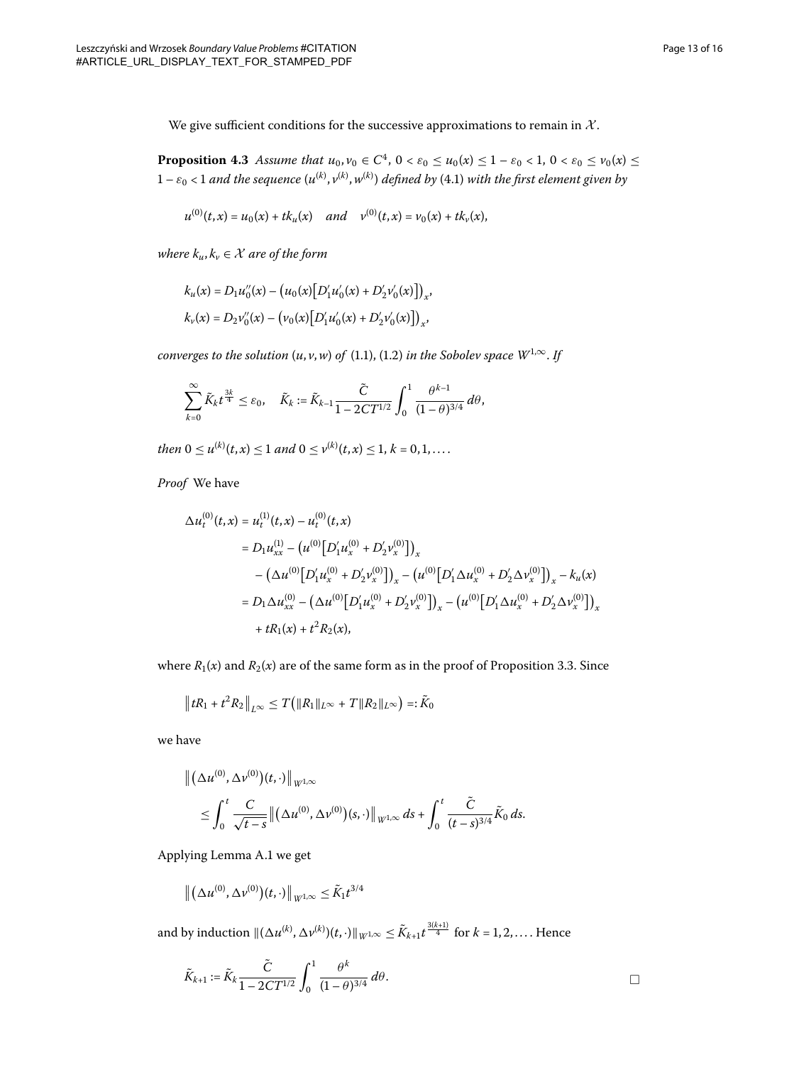We give sufficient conditions for the successive approximations to remain in $\mathcal{X}$.

**Proposition 4.3** *Assume that* $u_0, v_0 \in C^4$, $0 < \varepsilon_0 \le u_0(x) \le 1 - \varepsilon_0 < 1$, $0 < \varepsilon_0 \le v_0(x) \le 1 - \varepsilon_0 < 1$ *and the sequence* $(u^{(k)}, v^{(k)}, w^{(k)})$ *defined by* (4.1) *with the first element given by*

$$u^{(0)}(t,x) = u_0(x) + tk_u(x) \quad \text{and} \quad v^{(0)}(t,x) = v_0(x) + tk_v(x),$$

*where* $k_u, k_v \in \mathcal{X}$ *are of the form*

$$k_u(x) = D_1 u_0''(x) - \left(u_0(x)\left[D_1' u_0'(x) + D_2' v_0'(x)\right]\right)_x,$$
$$k_v(x) = D_2 v_0''(x) - \left(v_0(x)\left[D_1' u_0'(x) + D_2' v_0'(x)\right]\right)_x,$$

*converges to the solution* $(u, v, w)$ *of* (1.1), (1.2) *in the Sobolev space* $W^{1,\infty}$. *If*

$$\sum_{k=0}^{\infty} \tilde{K}_k t^{\frac{3k}{4}} \le \varepsilon_0, \quad \tilde{K}_k := \tilde{K}_{k-1} \frac{\tilde{C}}{1 - 2CT^{1/2}} \int_0^1 \frac{\theta^{k-1}}{(1-\theta)^{3/4}}\, d\theta,$$

*then* $0 \le u^{(k)}(t,x) \le 1$ *and* $0 \le v^{(k)}(t,x) \le 1$, $k = 0, 1, \ldots$.

*Proof* We have

$$\begin{aligned}
\Delta u_t^{(0)}(t,x) &= u_t^{(1)}(t,x) - u_t^{(0)}(t,x) \\
&= D_1 u_{xx}^{(1)} - \left(u^{(0)}\left[D_1' u_x^{(0)} + D_2' v_x^{(0)}\right]\right)_x \\
&\quad - \left(\Delta u^{(0)}\left[D_1' u_x^{(0)} + D_2' v_x^{(0)}\right]\right)_x - \left(u^{(0)}\left[D_1' \Delta u_x^{(0)} + D_2' \Delta v_x^{(0)}\right]\right)_x - k_u(x) \\
&= D_1 \Delta u_{xx}^{(0)} - \left(\Delta u^{(0)}\left[D_1' u_x^{(0)} + D_2' v_x^{(0)}\right]\right)_x - \left(u^{(0)}\left[D_1' \Delta u_x^{(0)} + D_2' \Delta v_x^{(0)}\right]\right)_x \\
&\quad + tR_1(x) + t^2 R_2(x),
\end{aligned}$$

where $R_1(x)$ and $R_2(x)$ are of the same form as in the proof of Proposition 3.3. Since

$$\left\| tR_1 + t^2 R_2 \right\|_{L^\infty} \le T\left(\|R_1\|_{L^\infty} + T\|R_2\|_{L^\infty}\right) =: \tilde{K}_0$$

we have

$$\begin{aligned}
&\left\| \left(\Delta u^{(0)}, \Delta v^{(0)}\right)(t,\cdot) \right\|_{W^{1,\infty}} \\
&\quad \le \int_0^t \frac{C}{\sqrt{t-s}} \left\| \left(\Delta u^{(0)}, \Delta v^{(0)}\right)(s,\cdot) \right\|_{W^{1,\infty}} ds + \int_0^t \frac{\tilde{C}}{(t-s)^{3/4}} \tilde{K}_0\, ds.
\end{aligned}$$

Applying Lemma A.1 we get

$$\left\| \left(\Delta u^{(0)}, \Delta v^{(0)}\right)(t,\cdot) \right\|_{W^{1,\infty}} \le \tilde{K}_1 t^{3/4}$$

and by induction $\|(\Delta u^{(k)}, \Delta v^{(k)})(t,\cdot)\|_{W^{1,\infty}} \le \tilde{K}_{k+1} t^{\frac{3(k+1)}{4}}$ for $k = 1, 2, \ldots$. Hence

$$\tilde{K}_{k+1} := \tilde{K}_k \frac{\tilde{C}}{1 - 2CT^{1/2}} \int_0^1 \frac{\theta^k}{(1-\theta)^{3/4}}\, d\theta.$$

□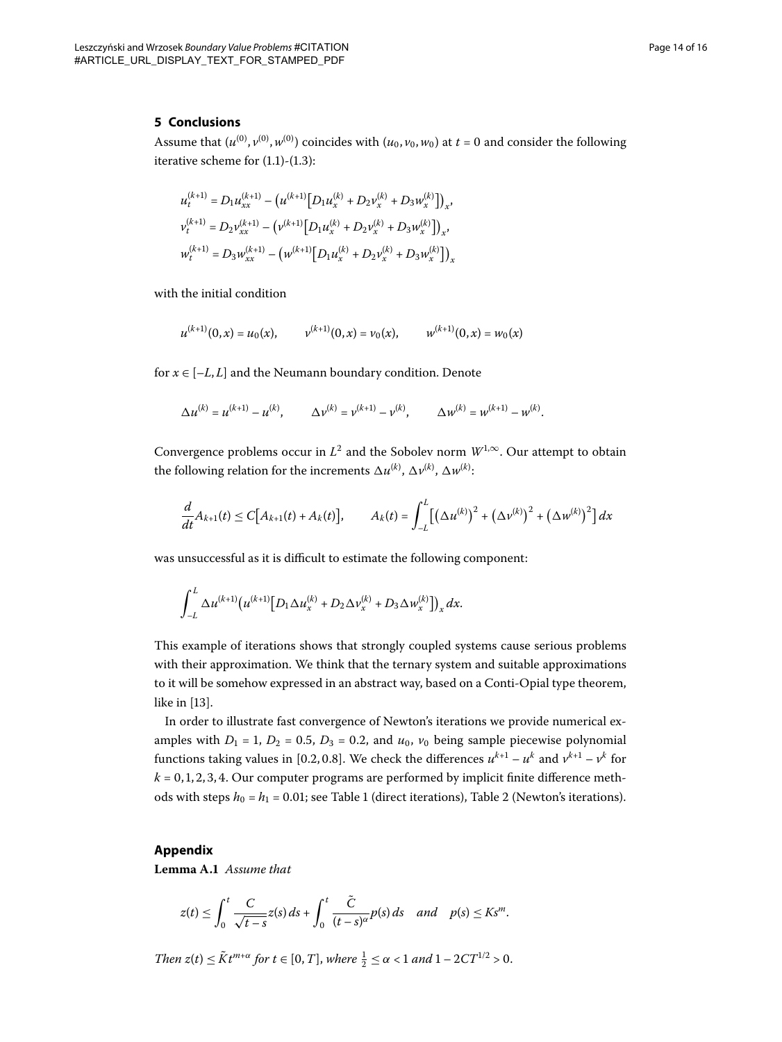## 5 Conclusions

Assume that $(u^{(0)}, v^{(0)}, w^{(0)})$ coincides with $(u_0, v_0, w_0)$ at $t = 0$ and consider the following iterative scheme for (1.1)-(1.3):

$$u_t^{(k+1)} = D_1 u_{xx}^{(k+1)} - \left(u^{(k+1)}\left[D_1 u_x^{(k)} + D_2 v_x^{(k)} + D_3 w_x^{(k)}\right]\right)_x,$$
$$v_t^{(k+1)} = D_2 v_{xx}^{(k+1)} - \left(v^{(k+1)}\left[D_1 u_x^{(k)} + D_2 v_x^{(k)} + D_3 w_x^{(k)}\right]\right)_x,$$
$$w_t^{(k+1)} = D_3 w_{xx}^{(k+1)} - \left(w^{(k+1)}\left[D_1 u_x^{(k)} + D_2 v_x^{(k)} + D_3 w_x^{(k)}\right]\right)_x$$

with the initial condition

$$u^{(k+1)}(0,x) = u_0(x), \qquad v^{(k+1)}(0,x) = v_0(x), \qquad w^{(k+1)}(0,x) = w_0(x)$$

for $x \in [-L, L]$ and the Neumann boundary condition. Denote

$$\Delta u^{(k)} = u^{(k+1)} - u^{(k)}, \qquad \Delta v^{(k)} = v^{(k+1)} - v^{(k)}, \qquad \Delta w^{(k)} = w^{(k+1)} - w^{(k)}.$$

Convergence problems occur in $L^2$ and the Sobolev norm $W^{1,\infty}$. Our attempt to obtain the following relation for the increments $\Delta u^{(k)}$, $\Delta v^{(k)}$, $\Delta w^{(k)}$:

$$\frac{d}{dt} A_{k+1}(t) \le C\left[A_{k+1}(t) + A_k(t)\right], \qquad A_k(t) = \int_{-L}^{L} \left[\left(\Delta u^{(k)}\right)^2 + \left(\Delta v^{(k)}\right)^2 + \left(\Delta w^{(k)}\right)^2\right] dx$$

was unsuccessful as it is difficult to estimate the following component:

$$\int_{-L}^{L} \Delta u^{(k+1)} \left(u^{(k+1)}\left[D_1 \Delta u_x^{(k)} + D_2 \Delta v_x^{(k)} + D_3 \Delta w_x^{(k)}\right]\right)_x dx.$$

This example of iterations shows that strongly coupled systems cause serious problems with their approximation. We think that the ternary system and suitable approximations to it will be somehow expressed in an abstract way, based on a Conti-Opial type theorem, like in [13].

In order to illustrate fast convergence of Newton's iterations we provide numerical examples with $D_1 = 1$, $D_2 = 0.5$, $D_3 = 0.2$, and $u_0$, $v_0$ being sample piecewise polynomial functions taking values in $[0.2, 0.8]$. We check the differences $u^{k+1} - u^k$ and $v^{k+1} - v^k$ for $k = 0, 1, 2, 3, 4$. Our computer programs are performed by implicit finite difference methods with steps $h_0 = h_1 = 0.01$; see Table 1 (direct iterations), Table 2 (Newton's iterations).

## Appendix

**Lemma A.1** *Assume that*

$$z(t) \le \int_0^t \frac{C}{\sqrt{t-s}} z(s)\, ds + \int_0^t \frac{\tilde{C}}{(t-s)^\alpha} p(s)\, ds \quad \textit{and} \quad p(s) \le K s^m.$$

*Then* $z(t) \le \tilde{K} t^{m+\alpha}$ *for* $t \in [0, T]$, *where* $\frac{1}{2} \le \alpha < 1$ *and* $1 - 2CT^{1/2} > 0$.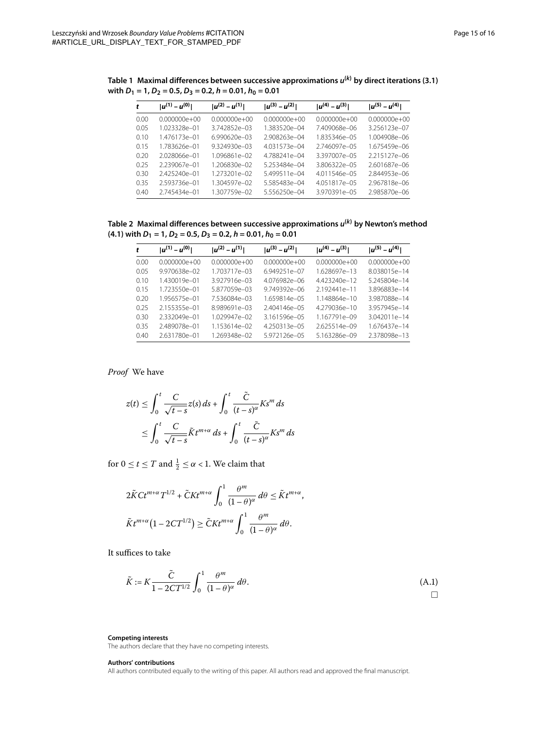**Table 1 Maximal differences between successive approximations $u^{(k)}$ by direct iterations (3.1) with $D_1 = 1$, $D_2 = 0.5$, $D_3 = 0.2$, $h = 0.01$, $h_0 = 0.01$**

| $t$ | $\vert u^{(1)} - u^{(0)}\vert$ | $\vert u^{(2)} - u^{(1)}\vert$ | $\vert u^{(3)} - u^{(2)}\vert$ | $\vert u^{(4)} - u^{(3)}\vert$ | $\vert u^{(5)} - u^{(4)}\vert$ |
|---|---|---|---|---|---|
| 0.00 | 0.000000e+00 | 0.000000e+00 | 0.000000e+00 | 0.000000e+00 | 0.000000e+00 |
| 0.05 | 1.023328e–01 | 3.742852e–03 | 1.383520e–04 | 7.409068e–06 | 3.256123e–07 |
| 0.10 | 1.476173e–01 | 6.990620e–03 | 2.908263e–04 | 1.835346e–05 | 1.004908e–06 |
| 0.15 | 1.783626e–01 | 9.324930e–03 | 4.031573e–04 | 2.746097e–05 | 1.675459e–06 |
| 0.20 | 2.028066e–01 | 1.096861e–02 | 4.788241e–04 | 3.397007e–05 | 2.215127e–06 |
| 0.25 | 2.239067e–01 | 1.206830e–02 | 5.253484e–04 | 3.806322e–05 | 2.601687e–06 |
| 0.30 | 2.425240e–01 | 1.273201e–02 | 5.499511e–04 | 4.011546e–05 | 2.844953e–06 |
| 0.35 | 2.593736e–01 | 1.304597e–02 | 5.585483e–04 | 4.051817e–05 | 2.967818e–06 |
| 0.40 | 2.745434e–01 | 1.307759e–02 | 5.556250e–04 | 3.970391e–05 | 2.985870e–06 |

**Table 2 Maximal differences between successive approximations $u^{(k)}$ by Newton's method (4.1) with $D_1 = 1$, $D_2 = 0.5$, $D_3 = 0.2$, $h = 0.01$, $h_0 = 0.01$**

| $t$ | $\vert u^{(1)} - u^{(0)}\vert$ | $\vert u^{(2)} - u^{(1)}\vert$ | $\vert u^{(3)} - u^{(2)}\vert$ | $\vert u^{(4)} - u^{(3)}\vert$ | $\vert u^{(5)} - u^{(4)}\vert$ |
|---|---|---|---|---|---|
| 0.00 | 0.000000e+00 | 0.000000e+00 | 0.000000e+00 | 0.000000e+00 | 0.000000e+00 |
| 0.05 | 9.970638e–02 | 1.703717e–03 | 6.949251e–07 | 1.628697e–13 | 8.038015e–14 |
| 0.10 | 1.430019e–01 | 3.927916e–03 | 4.076982e–06 | 4.423240e–12 | 5.245804e–14 |
| 0.15 | 1.723550e–01 | 5.877059e–03 | 9.749392e–06 | 2.192441e–11 | 3.896883e–14 |
| 0.20 | 1.956575e–01 | 7.536084e–03 | 1.659814e–05 | 1.148864e–10 | 3.987088e–14 |
| 0.25 | 2.155355e–01 | 8.989691e–03 | 2.404146e–05 | 4.279036e–10 | 3.957945e–14 |
| 0.30 | 2.332049e–01 | 1.029947e–02 | 3.161596e–05 | 1.167791e–09 | 3.042011e–14 |
| 0.35 | 2.489078e–01 | 1.153614e–02 | 4.250313e–05 | 2.625514e–09 | 1.676437e–14 |
| 0.40 | 2.631780e–01 | 1.269348e–02 | 5.972126e–05 | 5.163286e–09 | 2.378098e–13 |

*Proof* We have

$$
\begin{aligned}
z(t) &\leq \int_0^t \frac{C}{\sqrt{t-s}} z(s)\,ds + \int_0^t \frac{\tilde{C}}{(t-s)^\alpha} K s^m\,ds \\
&\leq \int_0^t \frac{C}{\sqrt{t-s}} \tilde{K} t^{m+\alpha}\,ds + \int_0^t \frac{\tilde{C}}{(t-s)^\alpha} K s^m\,ds
\end{aligned}
$$

for $0 \leq t \leq T$ and $\frac{1}{2} \leq \alpha < 1$. We claim that

$$
\begin{aligned}
&2\tilde{K} C t^{m+\alpha} T^{1/2} + \tilde{C} K t^{m+\alpha} \int_0^1 \frac{\theta^m}{(1-\theta)^\alpha}\,d\theta \leq \tilde{K} t^{m+\alpha}, \\
&\tilde{K} t^{m+\alpha}\bigl(1 - 2CT^{1/2}\bigr) \geq \tilde{C} K t^{m+\alpha} \int_0^1 \frac{\theta^m}{(1-\theta)^\alpha}\,d\theta.
\end{aligned}
$$

It suffices to take

$$
\tilde{K} := K \frac{\tilde{C}}{1 - 2CT^{1/2}} \int_0^1 \frac{\theta^m}{(1-\theta)^\alpha}\,d\theta. \tag{A.1}
$$

□

**Competing interests**

The authors declare that they have no competing interests.

**Authors' contributions**

All authors contributed equally to the writing of this paper. All authors read and approved the final manuscript.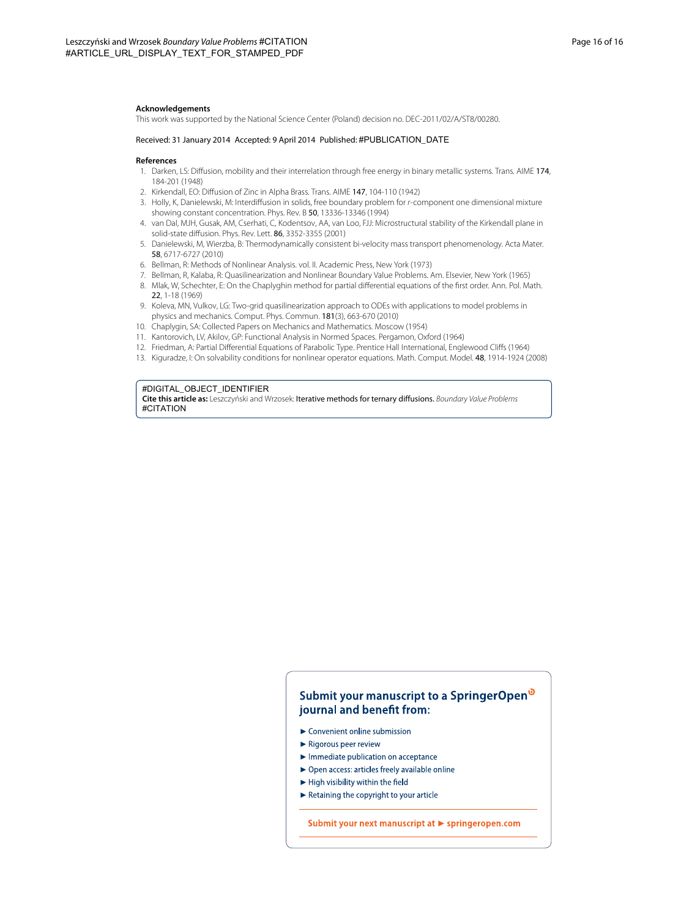### Acknowledgements

This work was supported by the National Science Center (Poland) decision no. DEC-2011/02/A/ST8/00280.

Received: 31 January 2014 Accepted: 9 April 2014 Published: #PUBLICATION_DATE

### References

1. Darken, LS: Diffusion, mobility and their interrelation through free energy in binary metallic systems. Trans. AIME **174**, 184-201 (1948)
2. Kirkendall, EO: Diffusion of Zinc in Alpha Brass. Trans. AIME **147**, 104-110 (1942)
3. Holly, K, Danielewski, M: Interdiffusion in solids, free boundary problem for $r$-component one dimensional mixture showing constant concentration. Phys. Rev. B **50**, 13336-13346 (1994)
4. van Dal, MJH, Gusak, AM, Cserhati, C, Kodentsov, AA, van Loo, FJJ: Microstructural stability of the Kirkendall plane in solid-state diffusion. Phys. Rev. Lett. **86**, 3352-3355 (2001)
5. Danielewski, M, Wierzba, B: Thermodynamically consistent bi-velocity mass transport phenomenology. Acta Mater. **58**, 6717-6727 (2010)
6. Bellman, R: Methods of Nonlinear Analysis. vol. II. Academic Press, New York (1973)
7. Bellman, R, Kalaba, R: Quasilinearization and Nonlinear Boundary Value Problems. Am. Elsevier, New York (1965)
8. Mlak, W, Schechter, E: On the Chaplyghin method for partial differential equations of the first order. Ann. Pol. Math. **22**, 1-18 (1969)
9. Koleva, MN, Vulkov, LG: Two-grid quasilinearization approach to ODEs with applications to model problems in physics and mechanics. Comput. Phys. Commun. **181**(3), 663-670 (2010)
10. Chaplygin, SA: Collected Papers on Mechanics and Mathematics. Moscow (1954)
11. Kantorovich, LV, Akilov, GP: Functional Analysis in Normed Spaces. Pergamon, Oxford (1964)
12. Friedman, A: Partial Differential Equations of Parabolic Type. Prentice Hall International, Englewood Cliffs (1964)
13. Kiguradze, I: On solvability conditions for nonlinear operator equations. Math. Comput. Model. **48**, 1914-1924 (2008)

#DIGITAL_OBJECT_IDENTIFIER
**Cite this article as:** Leszczyński and Wrzosek: Iterative methods for ternary diffusions. *Boundary Value Problems* #CITATION

**Submit your manuscript to a SpringerOpen journal and benefit from:**

- ► Convenient online submission
- ► Rigorous peer review
- ► Immediate publication on acceptance
- ► Open access: articles freely available online
- ► High visibility within the field
- ► Retaining the copyright to your article

**Submit your next manuscript at ► springeropen.com**